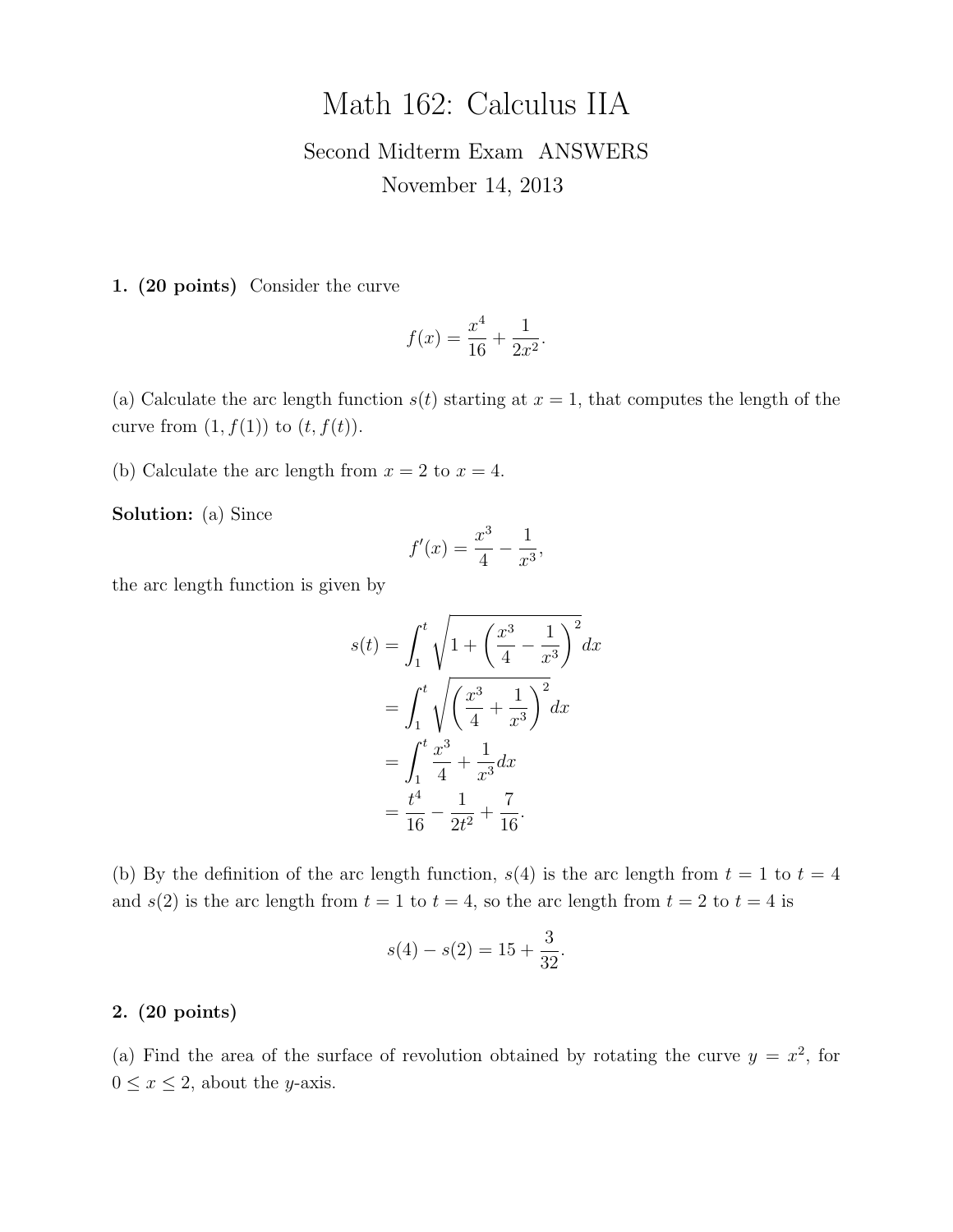# Math 162: Calculus IIA

Second Midterm Exam ANSWERS

November 14, 2013

**1. (20 points)** Consider the curve

$$f(x) = \frac{x^4}{16} + \frac{1}{2x^2}.$$

(a) Calculate the arc length function $s(t)$ starting at $x = 1$, that computes the length of the curve from $(1, f(1))$ to $(t, f(t))$.

(b) Calculate the arc length from $x = 2$ to $x = 4$.

**Solution:** (a) Since

$$f'(x) = \frac{x^3}{4} - \frac{1}{x^3},$$

the arc length function is given by

$$\begin{aligned}
s(t) &= \int_1^t \sqrt{1 + \left(\frac{x^3}{4} - \frac{1}{x^3}\right)^2} dx \\
&= \int_1^t \sqrt{\left(\frac{x^3}{4} + \frac{1}{x^3}\right)^2} dx \\
&= \int_1^t \frac{x^3}{4} + \frac{1}{x^3} dx \\
&= \frac{t^4}{16} - \frac{1}{2t^2} + \frac{7}{16}.
\end{aligned}$$

(b) By the definition of the arc length function, $s(4)$ is the arc length from $t = 1$ to $t = 4$ and $s(2)$ is the arc length from $t = 1$ to $t = 4$, so the arc length from $t = 2$ to $t = 4$ is

$$s(4) - s(2) = 15 + \frac{3}{32}.$$

**2. (20 points)**

(a) Find the area of the surface of revolution obtained by rotating the curve $y = x^2$, for $0 \leq x \leq 2$, about the $y$-axis.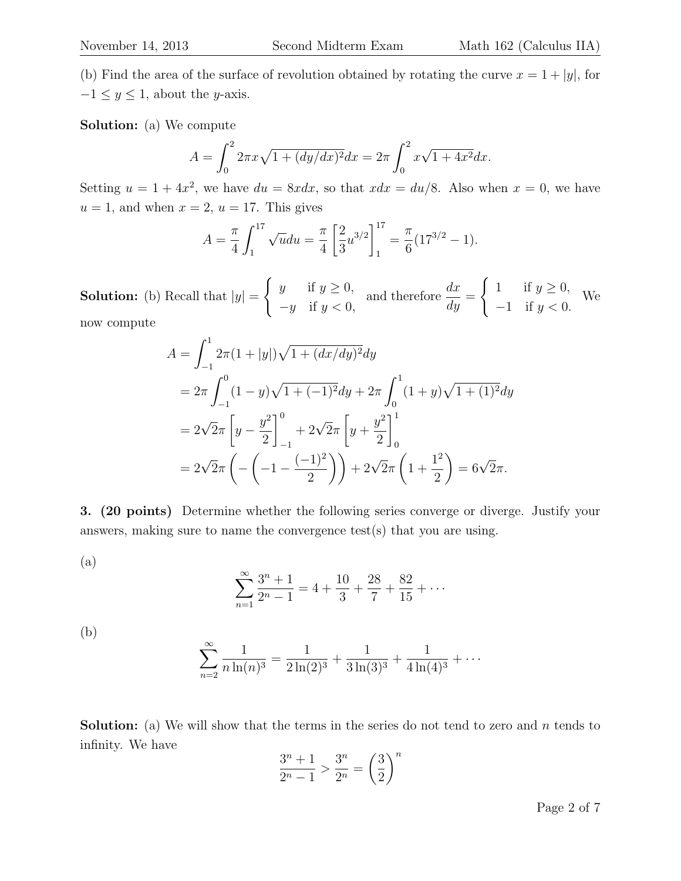(b) Find the area of the surface of revolution obtained by rotating the curve $x = 1 + |y|$, for $-1 \leq y \leq 1$, about the $y$-axis.

**Solution:** (a) We compute

$$A = \int_0^2 2\pi x\sqrt{1 + (dy/dx)^2}dx = 2\pi \int_0^2 x\sqrt{1 + 4x^2}dx.$$

Setting $u = 1 + 4x^2$, we have $du = 8xdx$, so that $xdx = du/8$. Also when $x = 0$, we have $u = 1$, and when $x = 2$, $u = 17$. This gives

$$A = \frac{\pi}{4}\int_1^{17} \sqrt{u}du = \frac{\pi}{4}\left[\frac{2}{3}u^{3/2}\right]_1^{17} = \frac{\pi}{6}(17^{3/2} - 1).$$

**Solution:** (b) Recall that $|y| = \begin{cases} y & \text{if } y \geq 0, \\ -y & \text{if } y < 0, \end{cases}$ and therefore $\dfrac{dx}{dy} = \begin{cases} 1 & \text{if } y \geq 0, \\ -1 & \text{if } y < 0. \end{cases}$ We now compute

$$\begin{aligned}
A &= \int_{-1}^1 2\pi(1 + |y|)\sqrt{1 + (dx/dy)^2}dy \\
&= 2\pi \int_{-1}^0 (1 - y)\sqrt{1 + (-1)^2}dy + 2\pi \int_0^1 (1 + y)\sqrt{1 + (1)^2}dy \\
&= 2\sqrt{2}\pi \left[y - \frac{y^2}{2}\right]_{-1}^0 + 2\sqrt{2}\pi \left[y + \frac{y^2}{2}\right]_0^1 \\
&= 2\sqrt{2}\pi \left(-\left(-1 - \frac{(-1)^2}{2}\right)\right) + 2\sqrt{2}\pi\left(1 + \frac{1^2}{2}\right) = 6\sqrt{2}\pi.
\end{aligned}$$

**3. (20 points)** Determine whether the following series converge or diverge. Justify your answers, making sure to name the convergence test(s) that you are using.

(a)

$$\sum_{n=1}^{\infty} \frac{3^n + 1}{2^n - 1} = 4 + \frac{10}{3} + \frac{28}{7} + \frac{82}{15} + \cdots$$

(b)

$$\sum_{n=2}^{\infty} \frac{1}{n\ln(n)^3} = \frac{1}{2\ln(2)^3} + \frac{1}{3\ln(3)^3} + \frac{1}{4\ln(4)^3} + \cdots$$

**Solution:** (a) We will show that the terms in the series do not tend to zero and $n$ tends to infinity. We have

$$\frac{3^n + 1}{2^n - 1} > \frac{3^n}{2^n} = \left(\frac{3}{2}\right)^n$$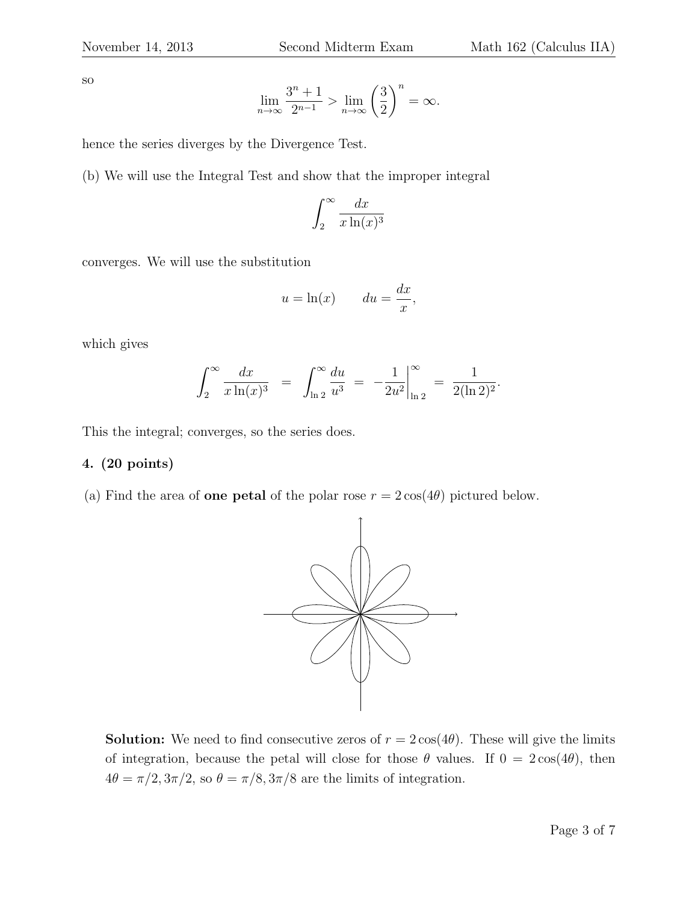so

$$\lim_{n\to\infty} \frac{3^n+1}{2^{n-1}} > \lim_{n\to\infty} \left(\frac{3}{2}\right)^n = \infty.$$

hence the series diverges by the Divergence Test.

(b) We will use the Integral Test and show that the improper integral

$$\int_2^\infty \frac{dx}{x\ln(x)^3}$$

converges. We will use the substitution

$$u = \ln(x) \qquad du = \frac{dx}{x},$$

which gives

$$\int_2^\infty \frac{dx}{x\ln(x)^3} \;=\; \int_{\ln 2}^\infty \frac{du}{u^3} \;=\; -\frac{1}{2u^2}\bigg|_{\ln 2}^\infty \;=\; \frac{1}{2(\ln 2)^2}.$$

This the integral; converges, so the series does.

**4. (20 points)**

(a) Find the area of **one petal** of the polar rose $r = 2\cos(4\theta)$ pictured below.

**Solution:** We need to find consecutive zeros of $r = 2\cos(4\theta)$. These will give the limits of integration, because the petal will close for those $\theta$ values. If $0 = 2\cos(4\theta)$, then $4\theta = \pi/2, 3\pi/2$, so $\theta = \pi/8, 3\pi/8$ are the limits of integration.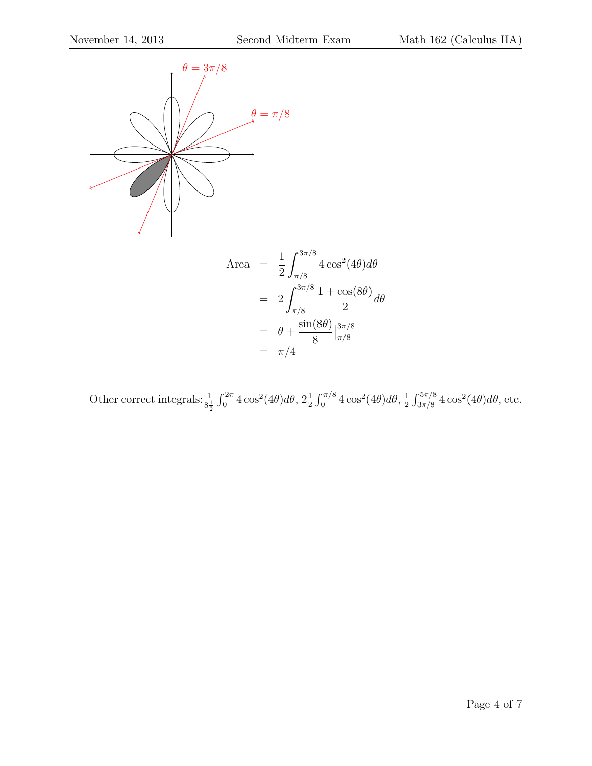$$
\begin{aligned}
\text{Area} &= \frac{1}{2}\int_{\pi/8}^{3\pi/8} 4\cos^2(4\theta)d\theta \\
&= 2\int_{\pi/8}^{3\pi/8} \frac{1+\cos(8\theta)}{2}d\theta \\
&= \theta + \frac{\sin(8\theta)}{8}\Big|_{\pi/8}^{3\pi/8} \\
&= \pi/4
\end{aligned}
$$

Other correct integrals: $\frac{1}{8}\frac{1}{2}\int_0^{2\pi} 4\cos^2(4\theta)d\theta$, $2\frac{1}{2}\int_0^{\pi/8} 4\cos^2(4\theta)d\theta$, $\frac{1}{2}\int_{3\pi/8}^{5\pi/8} 4\cos^2(4\theta)d\theta$, etc.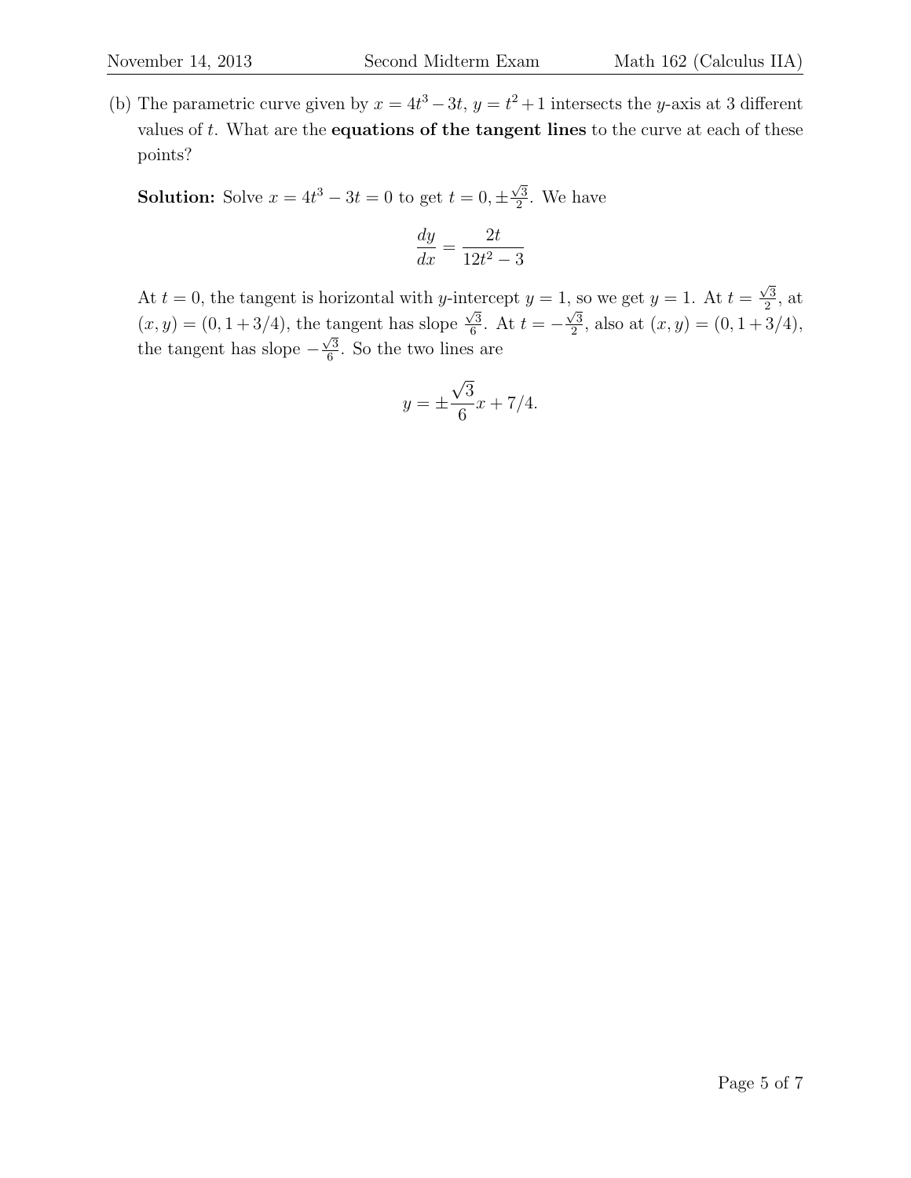(b) The parametric curve given by $x = 4t^3 - 3t$, $y = t^2 + 1$ intersects the $y$-axis at 3 different values of $t$. What are the **equations of the tangent lines** to the curve at each of these points?

**Solution:** Solve $x = 4t^3 - 3t = 0$ to get $t = 0, \pm\frac{\sqrt{3}}{2}$. We have

$$\frac{dy}{dx} = \frac{2t}{12t^2 - 3}$$

At $t = 0$, the tangent is horizontal with $y$-intercept $y = 1$, so we get $y = 1$. At $t = \frac{\sqrt{3}}{2}$, at $(x, y) = (0, 1 + 3/4)$, the tangent has slope $\frac{\sqrt{3}}{6}$. At $t = -\frac{\sqrt{3}}{2}$, also at $(x, y) = (0, 1 + 3/4)$, the tangent has slope $-\frac{\sqrt{3}}{6}$. So the two lines are

$$y = \pm\frac{\sqrt{3}}{6}x + 7/4.$$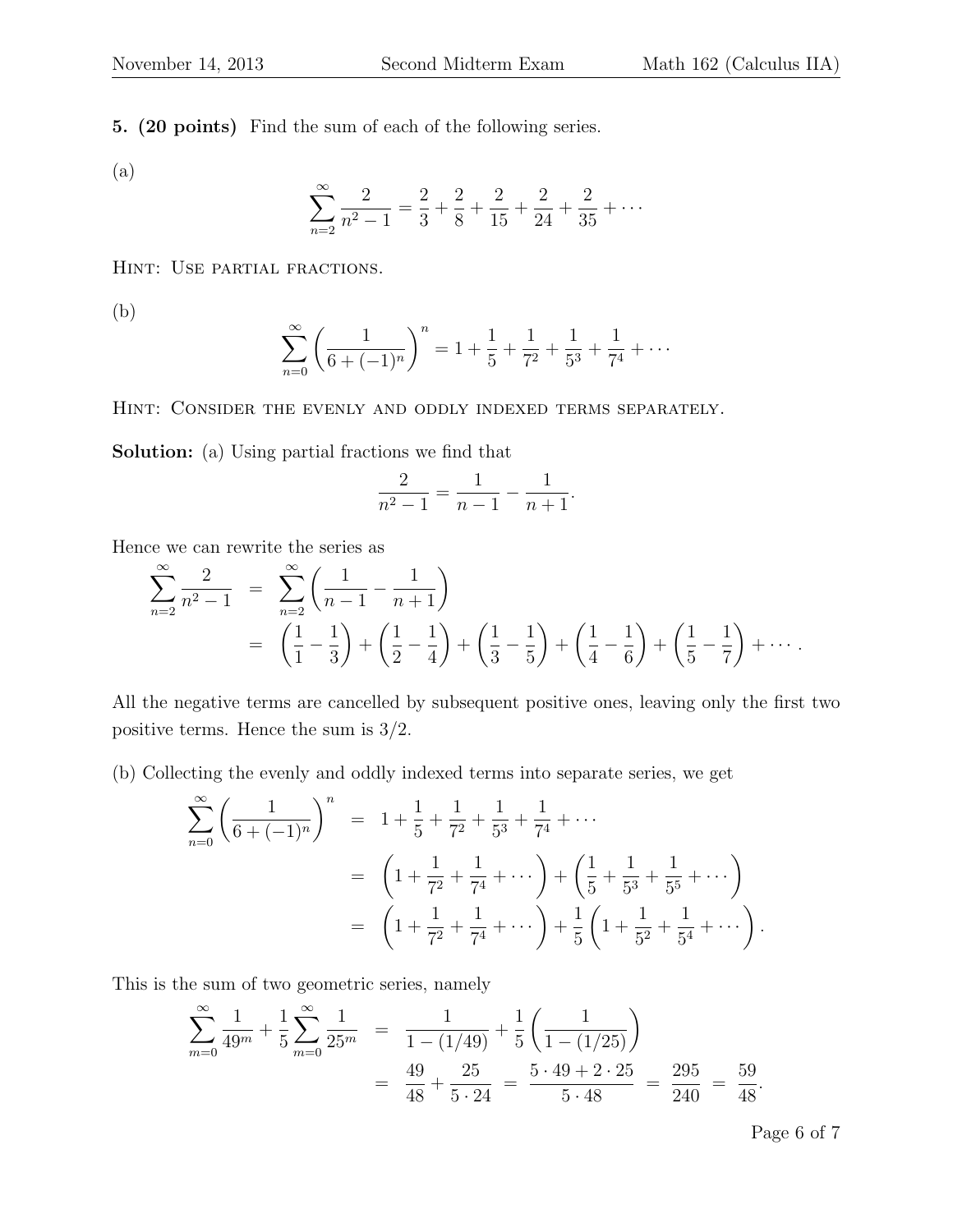**5. (20 points)** Find the sum of each of the following series.

(a)

$$\sum_{n=2}^{\infty} \frac{2}{n^2-1} = \frac{2}{3} + \frac{2}{8} + \frac{2}{15} + \frac{2}{24} + \frac{2}{35} + \cdots$$

HINT: USE PARTIAL FRACTIONS.

(b)

$$\sum_{n=0}^{\infty} \left( \frac{1}{6+(-1)^n} \right)^n = 1 + \frac{1}{5} + \frac{1}{7^2} + \frac{1}{5^3} + \frac{1}{7^4} + \cdots$$

HINT: CONSIDER THE EVENLY AND ODDLY INDEXED TERMS SEPARATELY.

**Solution:** (a) Using partial fractions we find that

$$\frac{2}{n^2-1} = \frac{1}{n-1} - \frac{1}{n+1}.$$

Hence we can rewrite the series as

$$\begin{aligned}
\sum_{n=2}^{\infty} \frac{2}{n^2-1} &= \sum_{n=2}^{\infty} \left( \frac{1}{n-1} - \frac{1}{n+1} \right) \\
&= \left( \frac{1}{1} - \frac{1}{3} \right) + \left( \frac{1}{2} - \frac{1}{4} \right) + \left( \frac{1}{3} - \frac{1}{5} \right) + \left( \frac{1}{4} - \frac{1}{6} \right) + \left( \frac{1}{5} - \frac{1}{7} \right) + \cdots .
\end{aligned}$$

All the negative terms are cancelled by subsequent positive ones, leaving only the first two positive terms. Hence the sum is $3/2$.

(b) Collecting the evenly and oddly indexed terms into separate series, we get

$$\begin{aligned}
\sum_{n=0}^{\infty} \left( \frac{1}{6+(-1)^n} \right)^n &= 1 + \frac{1}{5} + \frac{1}{7^2} + \frac{1}{5^3} + \frac{1}{7^4} + \cdots \\
&= \left( 1 + \frac{1}{7^2} + \frac{1}{7^4} + \cdots \right) + \left( \frac{1}{5} + \frac{1}{5^3} + \frac{1}{5^5} + \cdots \right) \\
&= \left( 1 + \frac{1}{7^2} + \frac{1}{7^4} + \cdots \right) + \frac{1}{5} \left( 1 + \frac{1}{5^2} + \frac{1}{5^4} + \cdots \right).
\end{aligned}$$

This is the sum of two geometric series, namely

$$\begin{aligned}
\sum_{m=0}^{\infty} \frac{1}{49^m} + \frac{1}{5} \sum_{m=0}^{\infty} \frac{1}{25^m} &= \frac{1}{1-(1/49)} + \frac{1}{5} \left( \frac{1}{1-(1/25)} \right) \\
&= \frac{49}{48} + \frac{25}{5 \cdot 24} = \frac{5 \cdot 49 + 2 \cdot 25}{5 \cdot 48} = \frac{295}{240} = \frac{59}{48}.
\end{aligned}$$